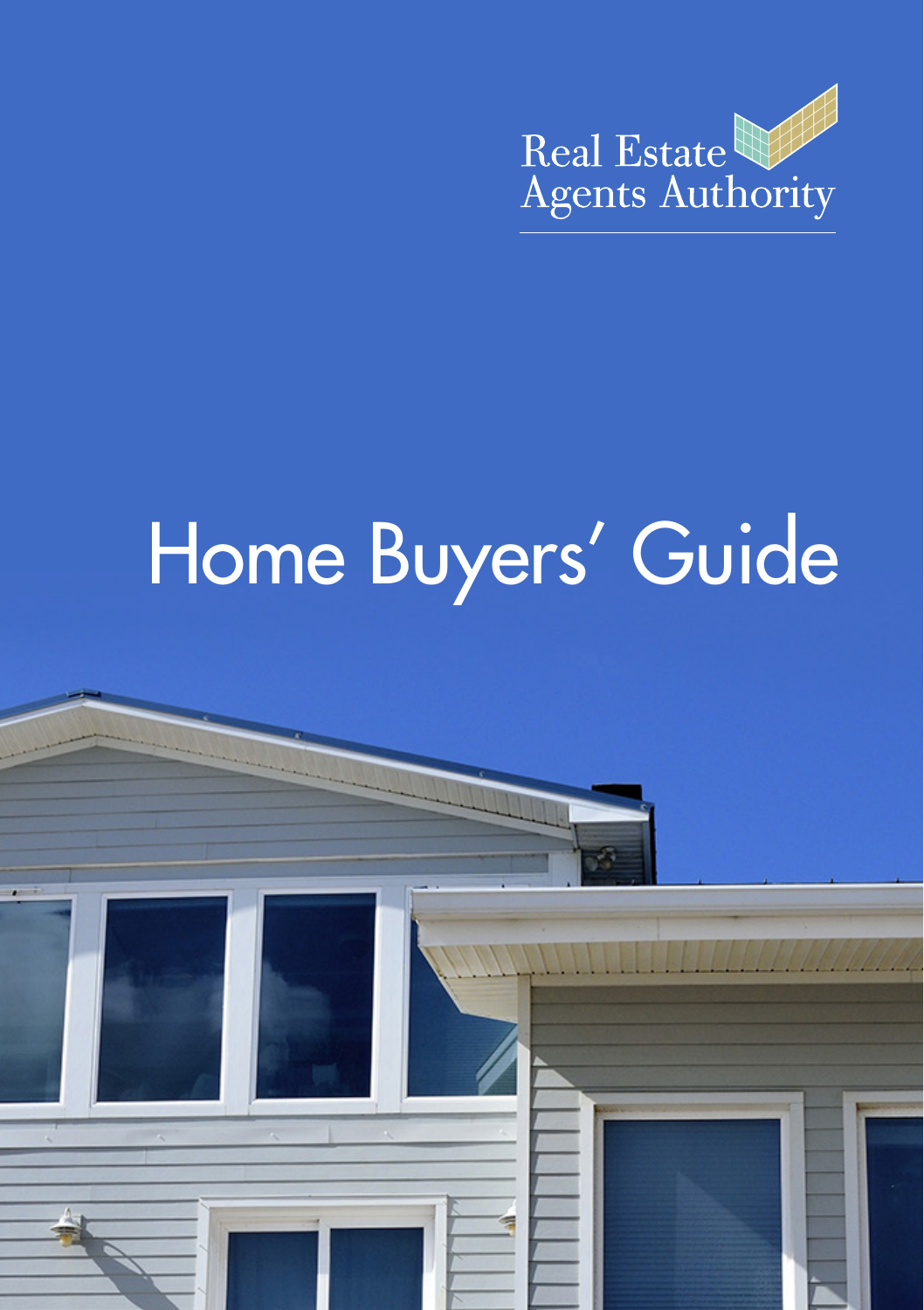Real Estate Agents Authority

# Home Buyers' Guide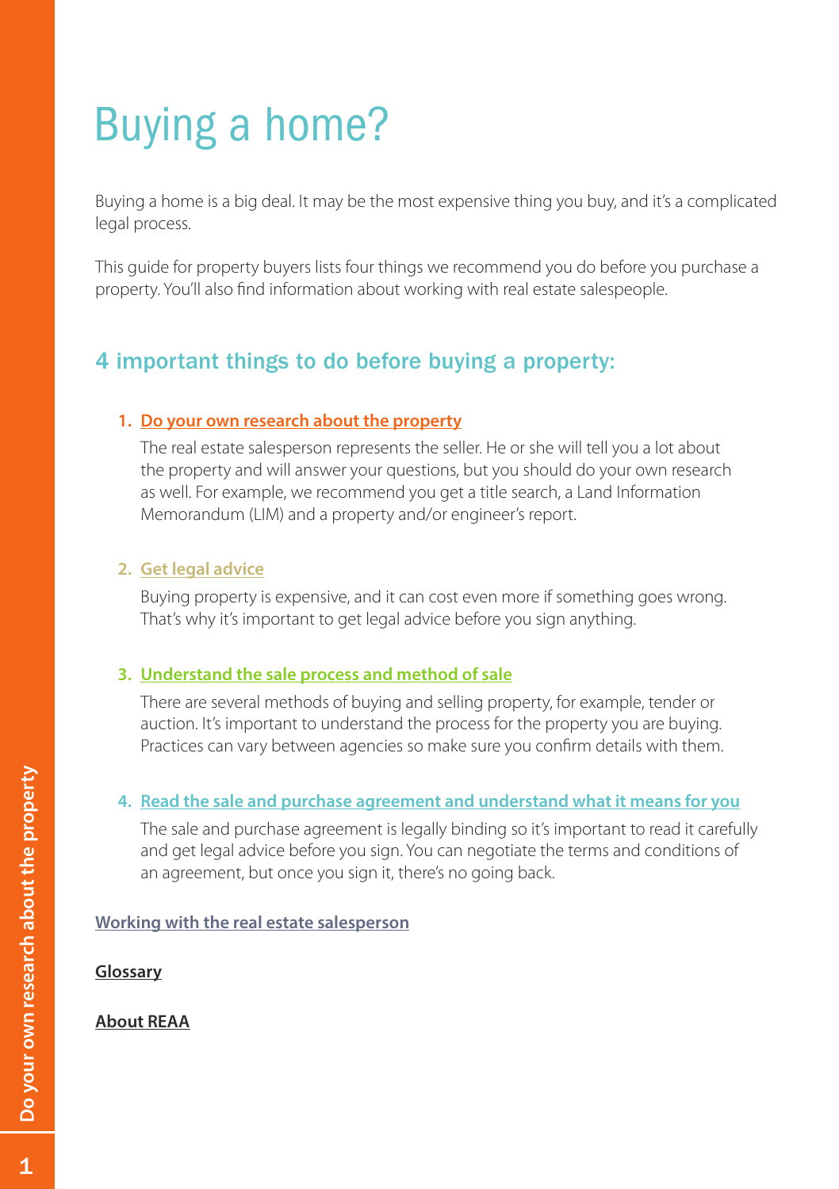# Buying a home?

Buying a home is a big deal. It may be the most expensive thing you buy, and it's a complicated legal process.

This guide for property buyers lists four things we recommend you do before you purchase a property. You'll also find information about working with real estate salespeople.

## 4 important things to do before buying a property:

1. **Do your own research about the property**

   The real estate salesperson represents the seller. He or she will tell you a lot about the property and will answer your questions, but you should do your own research as well. For example, we recommend you get a title search, a Land Information Memorandum (LIM) and a property and/or engineer's report.

2. **Get legal advice**

   Buying property is expensive, and it can cost even more if something goes wrong. That's why it's important to get legal advice before you sign anything.

3. **Understand the sale process and method of sale**

   There are several methods of buying and selling property, for example, tender or auction. It's important to understand the process for the property you are buying. Practices can vary between agencies so make sure you confirm details with them.

4. **Read the sale and purchase agreement and understand what it means for you**

   The sale and purchase agreement is legally binding so it's important to read it carefully and get legal advice before you sign. You can negotiate the terms and conditions of an agreement, but once you sign it, there's no going back.

**Working with the real estate salesperson**

**Glossary**

**About REAA**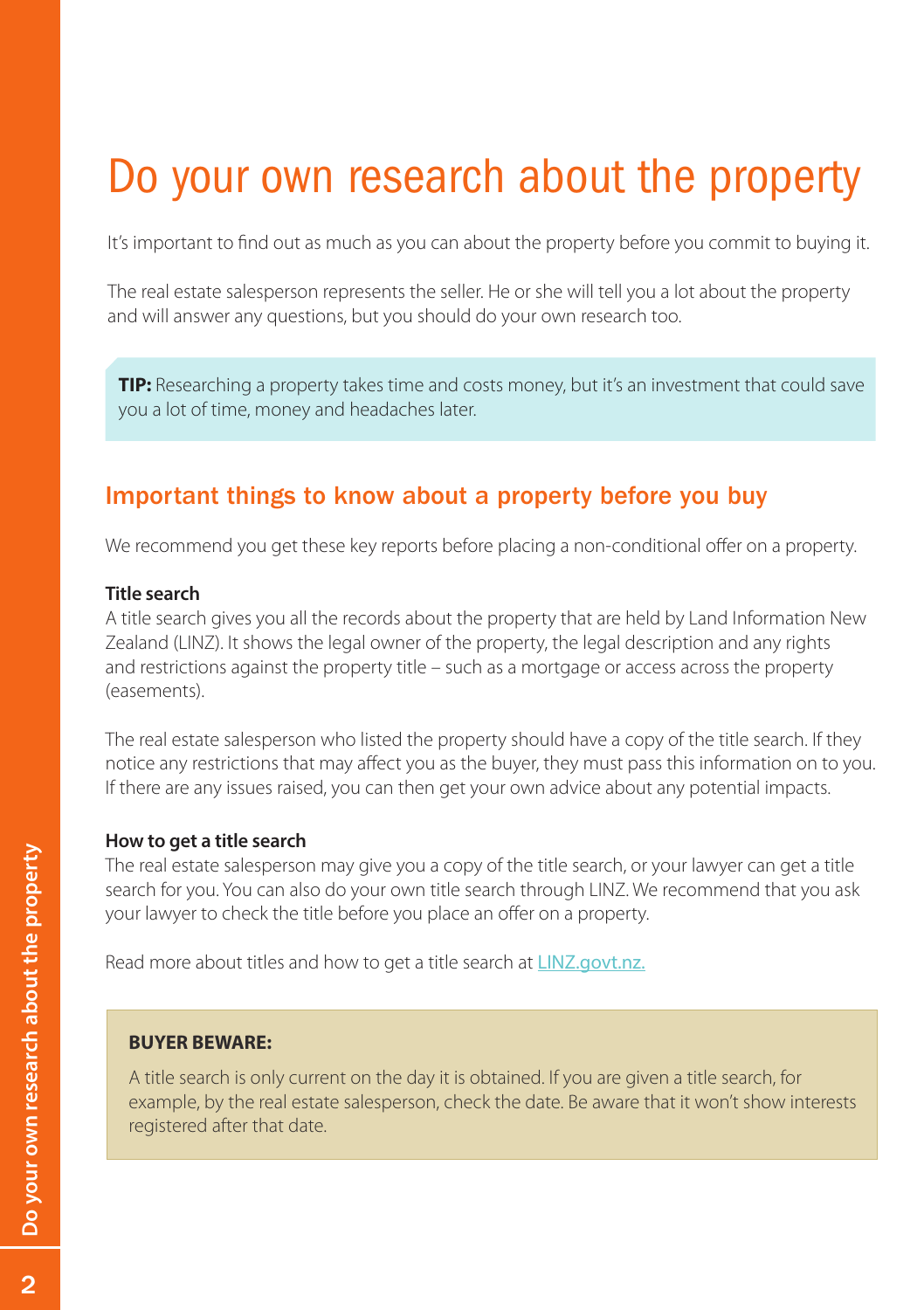# Do your own research about the property

It's important to find out as much as you can about the property before you commit to buying it.

The real estate salesperson represents the seller. He or she will tell you a lot about the property and will answer any questions, but you should do your own research too.

> **TIP:** Researching a property takes time and costs money, but it's an investment that could save you a lot of time, money and headaches later.

## Important things to know about a property before you buy

We recommend you get these key reports before placing a non-conditional offer on a property.

### Title search

A title search gives you all the records about the property that are held by Land Information New Zealand (LINZ). It shows the legal owner of the property, the legal description and any rights and restrictions against the property title – such as a mortgage or access across the property (easements).

The real estate salesperson who listed the property should have a copy of the title search. If they notice any restrictions that may affect you as the buyer, they must pass this information on to you. If there are any issues raised, you can then get your own advice about any potential impacts.

### How to get a title search

The real estate salesperson may give you a copy of the title search, or your lawyer can get a title search for you. You can also do your own title search through LINZ. We recommend that you ask your lawyer to check the title before you place an offer on a property.

Read more about titles and how to get a title search at LINZ.govt.nz.

> **BUYER BEWARE:**
>
> A title search is only current on the day it is obtained. If you are given a title search, for example, by the real estate salesperson, check the date. Be aware that it won't show interests registered after that date.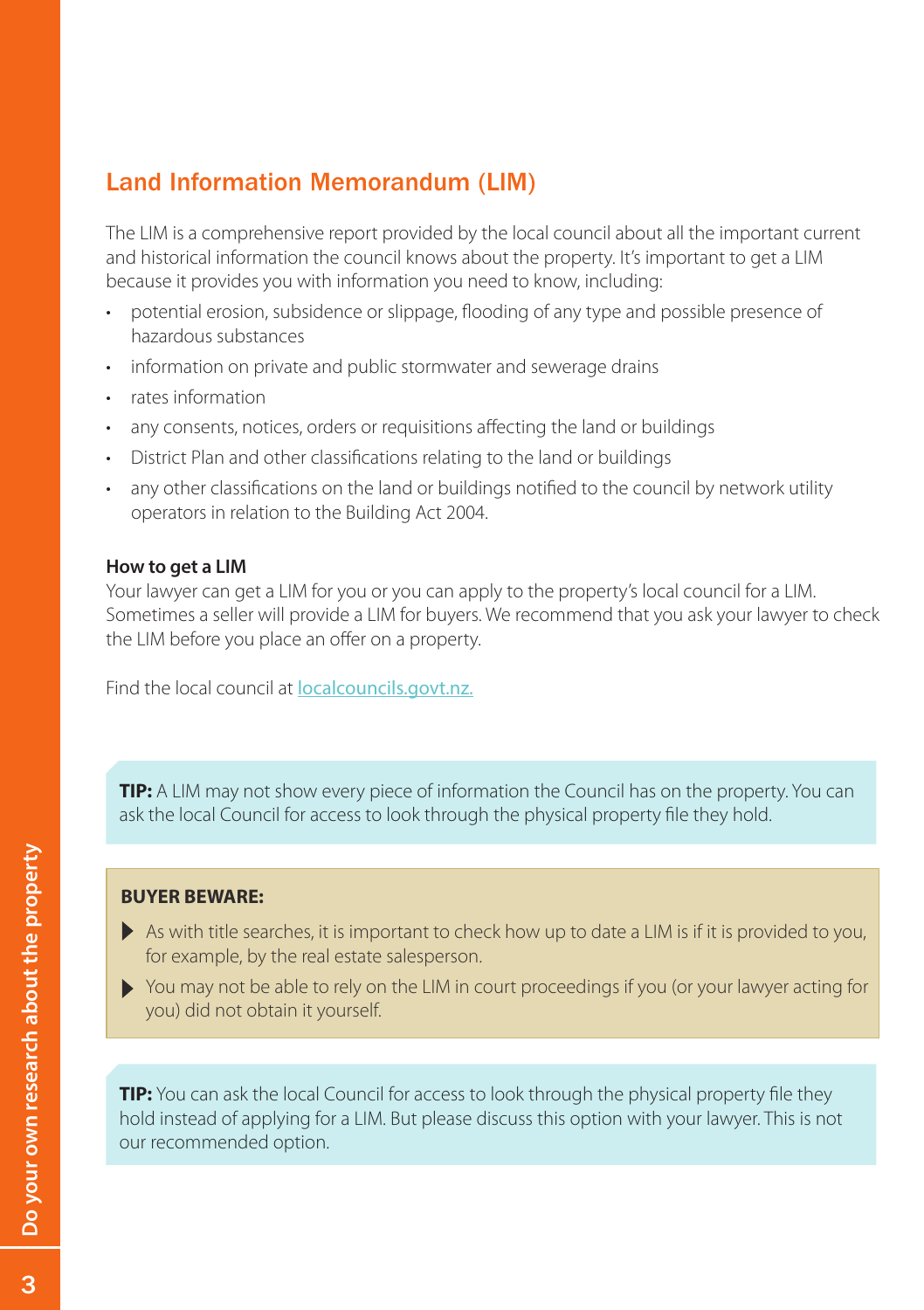## Land Information Memorandum (LIM)

The LIM is a comprehensive report provided by the local council about all the important current and historical information the council knows about the property. It's important to get a LIM because it provides you with information you need to know, including:

- potential erosion, subsidence or slippage, flooding of any type and possible presence of hazardous substances
- information on private and public stormwater and sewerage drains
- rates information
- any consents, notices, orders or requisitions affecting the land or buildings
- District Plan and other classifications relating to the land or buildings
- any other classifications on the land or buildings notified to the council by network utility operators in relation to the Building Act 2004.

**How to get a LIM**

Your lawyer can get a LIM for you or you can apply to the property's local council for a LIM. Sometimes a seller will provide a LIM for buyers. We recommend that you ask your lawyer to check the LIM before you place an offer on a property.

Find the local council at localcouncils.govt.nz.

**TIP:** A LIM may not show every piece of information the Council has on the property. You can ask the local Council for access to look through the physical property file they hold.

**BUYER BEWARE:**

- As with title searches, it is important to check how up to date a LIM is if it is provided to you, for example, by the real estate salesperson.
- You may not be able to rely on the LIM in court proceedings if you (or your lawyer acting for you) did not obtain it yourself.

**TIP:** You can ask the local Council for access to look through the physical property file they hold instead of applying for a LIM. But please discuss this option with your lawyer. This is not our recommended option.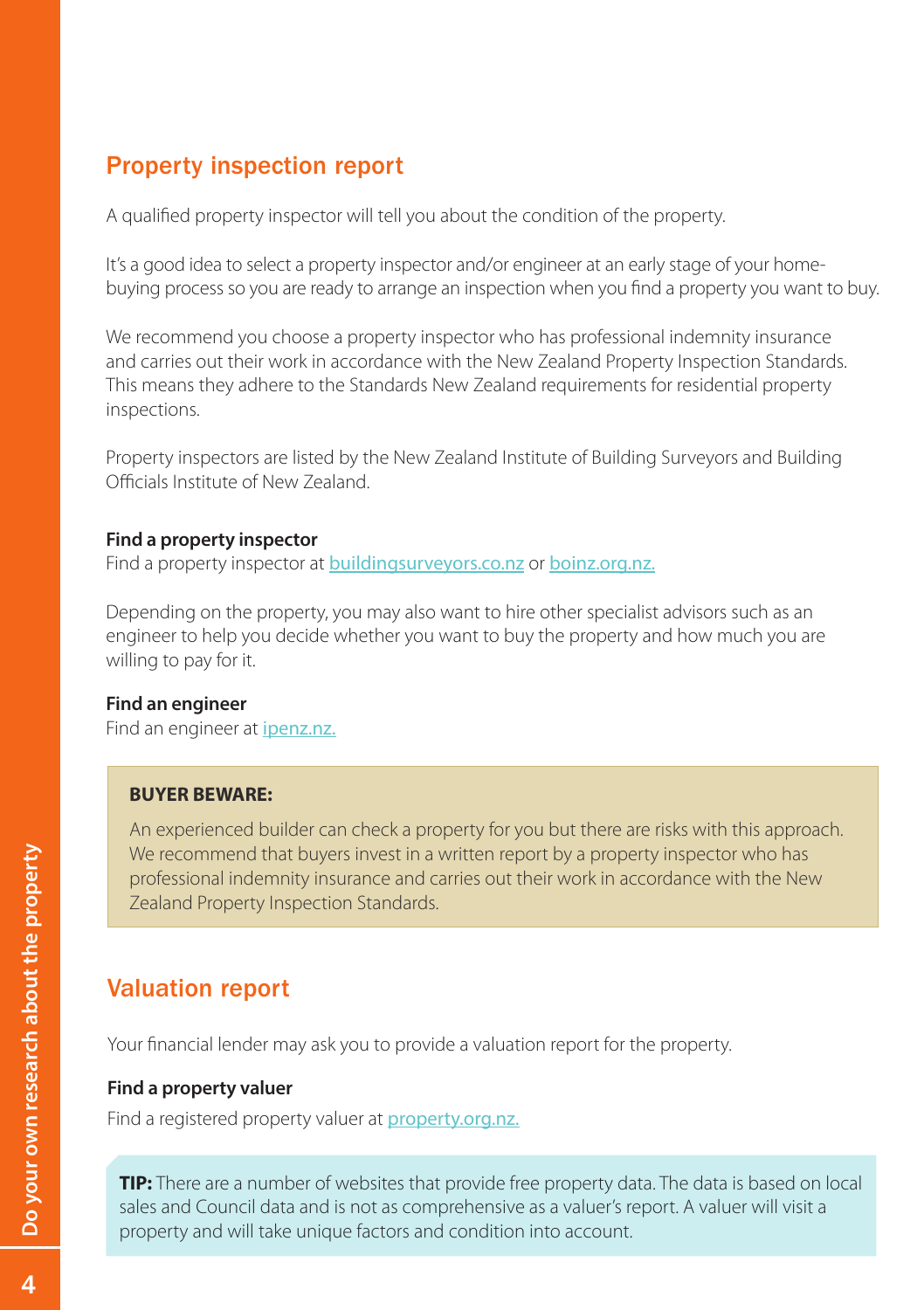## Property inspection report

A qualified property inspector will tell you about the condition of the property.

It's a good idea to select a property inspector and/or engineer at an early stage of your home-buying process so you are ready to arrange an inspection when you find a property you want to buy.

We recommend you choose a property inspector who has professional indemnity insurance and carries out their work in accordance with the New Zealand Property Inspection Standards. This means they adhere to the Standards New Zealand requirements for residential property inspections.

Property inspectors are listed by the New Zealand Institute of Building Surveyors and Building Officials Institute of New Zealand.

**Find a property inspector**

Find a property inspector at buildingsurveyors.co.nz or boinz.org.nz.

Depending on the property, you may also want to hire other specialist advisors such as an engineer to help you decide whether you want to buy the property and how much you are willing to pay for it.

**Find an engineer**

Find an engineer at ipenz.nz.

> **BUYER BEWARE:**
>
> An experienced builder can check a property for you but there are risks with this approach. We recommend that buyers invest in a written report by a property inspector who has professional indemnity insurance and carries out their work in accordance with the New Zealand Property Inspection Standards.

## Valuation report

Your financial lender may ask you to provide a valuation report for the property.

**Find a property valuer**

Find a registered property valuer at property.org.nz.

> **TIP:** There are a number of websites that provide free property data. The data is based on local sales and Council data and is not as comprehensive as a valuer's report. A valuer will visit a property and will take unique factors and condition into account.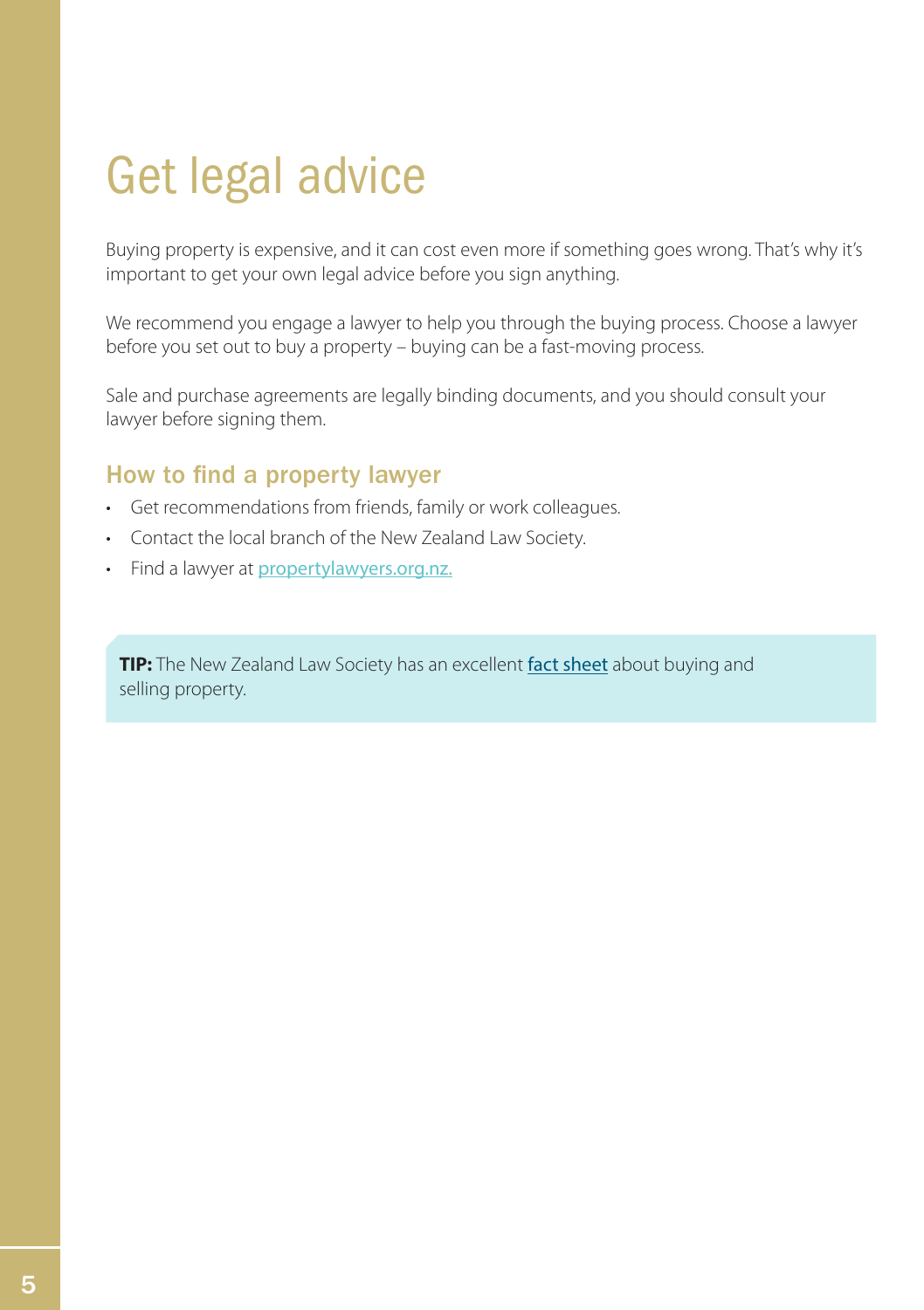# Get legal advice

Buying property is expensive, and it can cost even more if something goes wrong. That's why it's important to get your own legal advice before you sign anything.

We recommend you engage a lawyer to help you through the buying process. Choose a lawyer before you set out to buy a property – buying can be a fast-moving process.

Sale and purchase agreements are legally binding documents, and you should consult your lawyer before signing them.

## How to find a property lawyer

- Get recommendations from friends, family or work colleagues.
- Contact the local branch of the New Zealand Law Society.
- Find a lawyer at propertylawyers.org.nz.

**TIP:** The New Zealand Law Society has an excellent fact sheet about buying and selling property.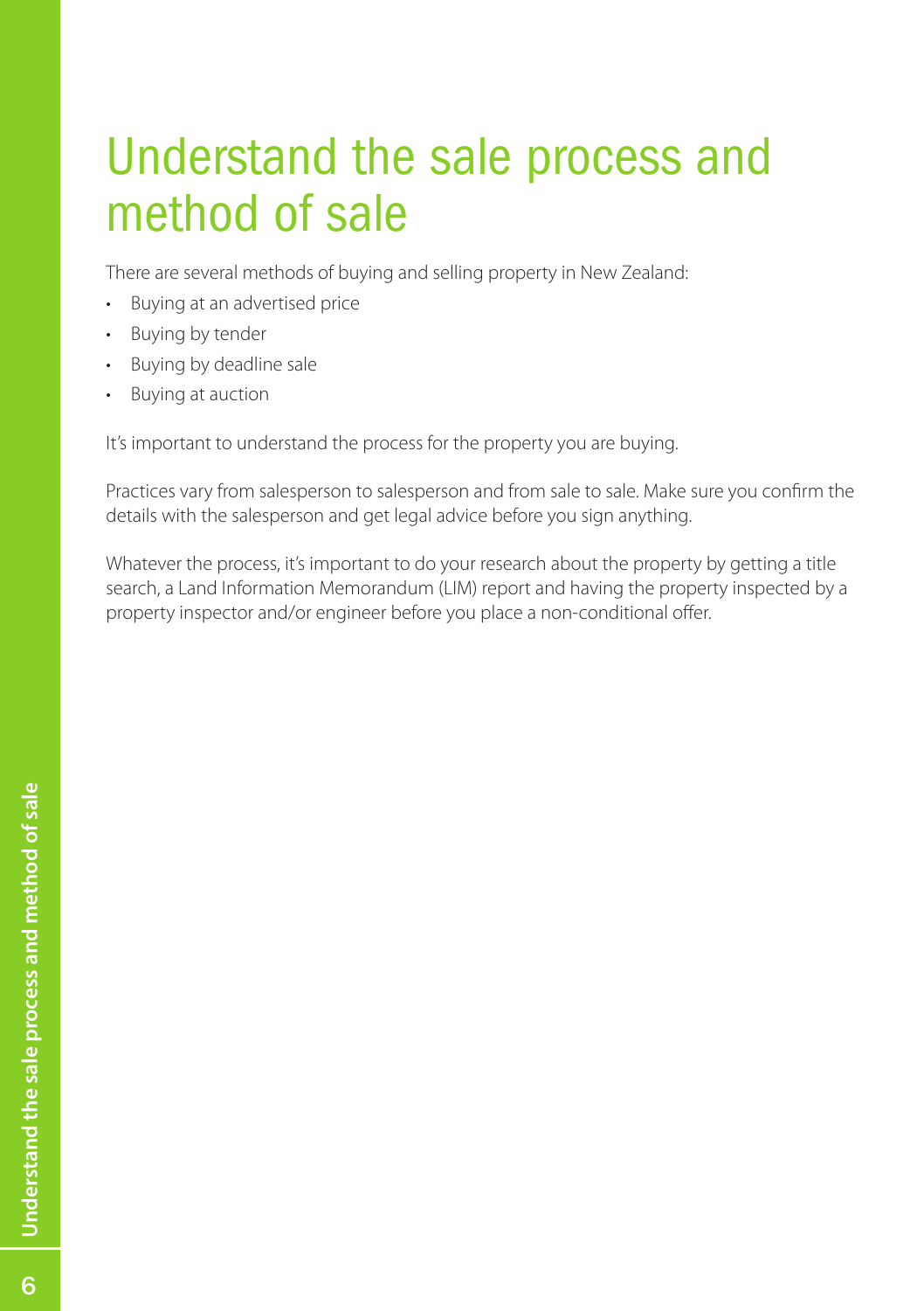# Understand the sale process and method of sale

There are several methods of buying and selling property in New Zealand:

- Buying at an advertised price
- Buying by tender
- Buying by deadline sale
- Buying at auction

It's important to understand the process for the property you are buying.

Practices vary from salesperson to salesperson and from sale to sale. Make sure you confirm the details with the salesperson and get legal advice before you sign anything.

Whatever the process, it's important to do your research about the property by getting a title search, a Land Information Memorandum (LIM) report and having the property inspected by a property inspector and/or engineer before you place a non-conditional offer.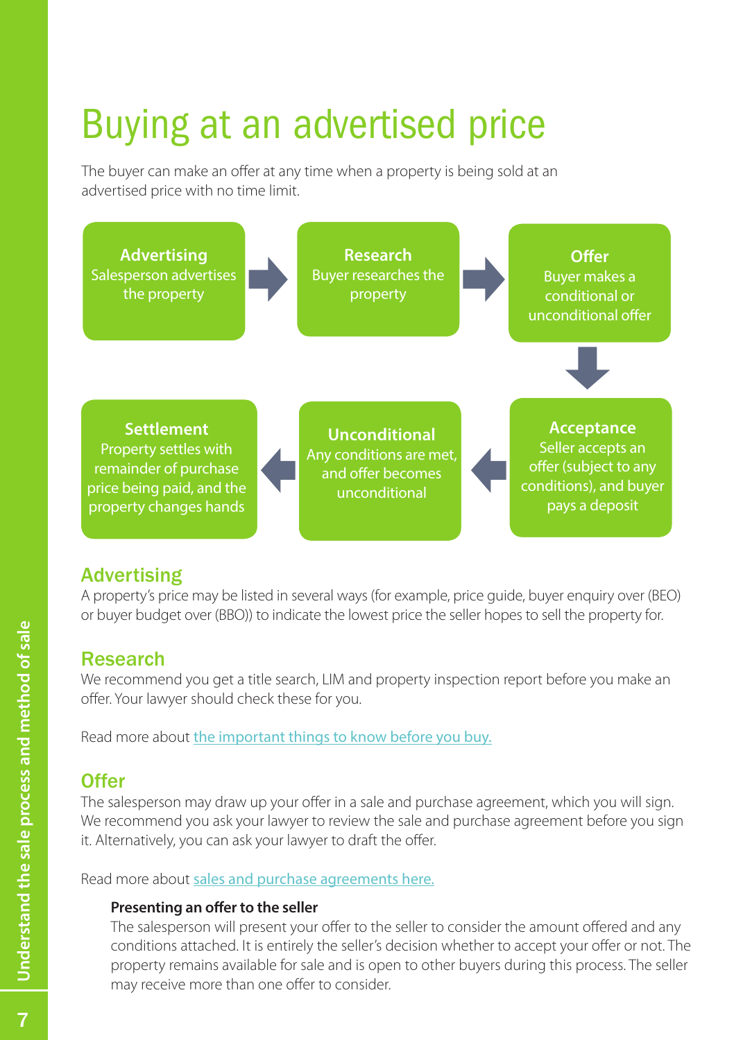# Buying at an advertised price

The buyer can make an offer at any time when a property is being sold at an advertised price with no time limit.

**Advertising**
Salesperson advertises the property

→

**Research**
Buyer researches the property

→

**Offer**
Buyer makes a conditional or unconditional offer

↓

**Acceptance**
Seller accepts an offer (subject to any conditions), and buyer pays a deposit

←

**Unconditional**
Any conditions are met, and offer becomes unconditional

←

**Settlement**
Property settles with remainder of purchase price being paid, and the property changes hands

## Advertising

A property's price may be listed in several ways (for example, price guide, buyer enquiry over (BEO) or buyer budget over (BBO)) to indicate the lowest price the seller hopes to sell the property for.

## Research

We recommend you get a title search, LIM and property inspection report before you make an offer. Your lawyer should check these for you.

Read more about the important things to know before you buy.

## Offer

The salesperson may draw up your offer in a sale and purchase agreement, which you will sign. We recommend you ask your lawyer to review the sale and purchase agreement before you sign it. Alternatively, you can ask your lawyer to draft the offer.

Read more about sales and purchase agreements here.

### Presenting an offer to the seller

The salesperson will present your offer to the seller to consider the amount offered and any conditions attached. It is entirely the seller's decision whether to accept your offer or not. The property remains available for sale and is open to other buyers during this process. The seller may receive more than one offer to consider.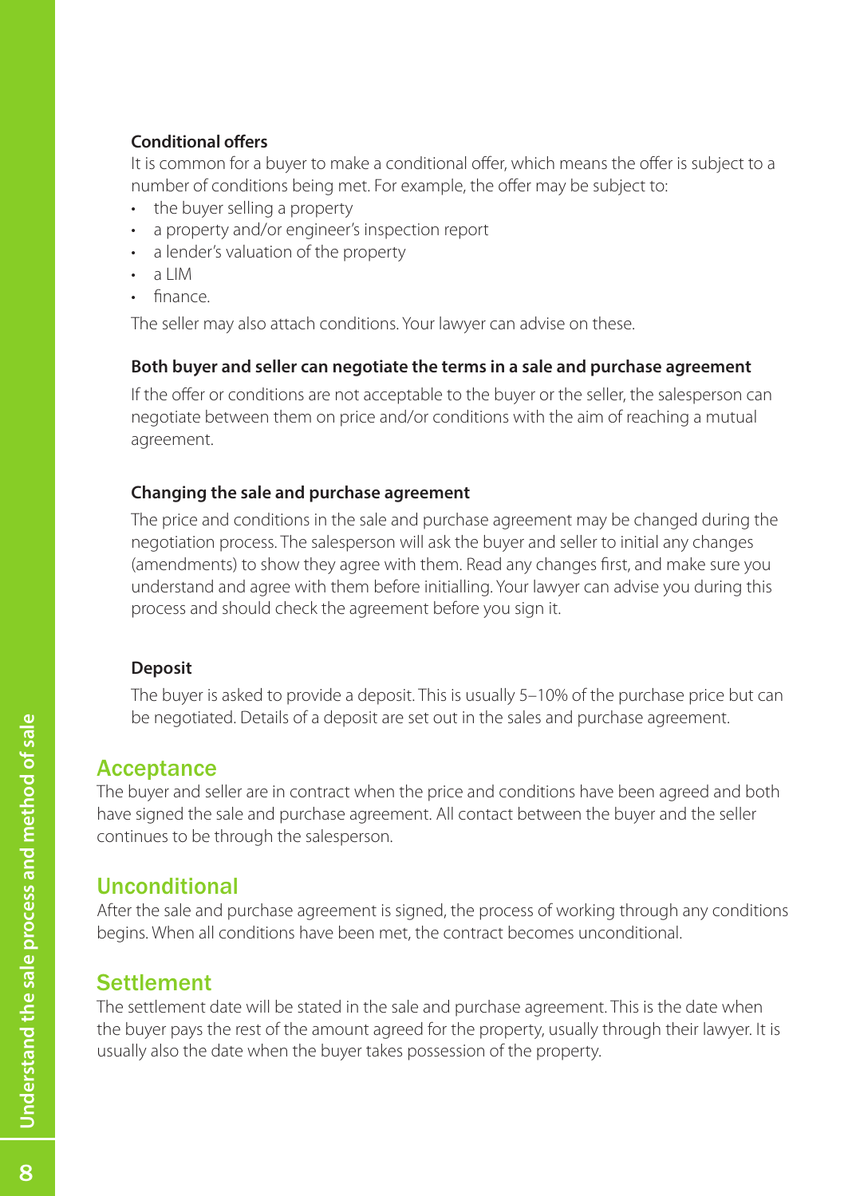#### Conditional offers

It is common for a buyer to make a conditional offer, which means the offer is subject to a number of conditions being met. For example, the offer may be subject to:

- the buyer selling a property
- a property and/or engineer's inspection report
- a lender's valuation of the property
- a LIM
- finance.

The seller may also attach conditions. Your lawyer can advise on these.

#### Both buyer and seller can negotiate the terms in a sale and purchase agreement

If the offer or conditions are not acceptable to the buyer or the seller, the salesperson can negotiate between them on price and/or conditions with the aim of reaching a mutual agreement.

#### Changing the sale and purchase agreement

The price and conditions in the sale and purchase agreement may be changed during the negotiation process. The salesperson will ask the buyer and seller to initial any changes (amendments) to show they agree with them. Read any changes first, and make sure you understand and agree with them before initialling. Your lawyer can advise you during this process and should check the agreement before you sign it.

#### Deposit

The buyer is asked to provide a deposit. This is usually 5–10% of the purchase price but can be negotiated. Details of a deposit are set out in the sales and purchase agreement.

## Acceptance

The buyer and seller are in contract when the price and conditions have been agreed and both have signed the sale and purchase agreement. All contact between the buyer and the seller continues to be through the salesperson.

## Unconditional

After the sale and purchase agreement is signed, the process of working through any conditions begins. When all conditions have been met, the contract becomes unconditional.

## Settlement

The settlement date will be stated in the sale and purchase agreement. This is the date when the buyer pays the rest of the amount agreed for the property, usually through their lawyer. It is usually also the date when the buyer takes possession of the property.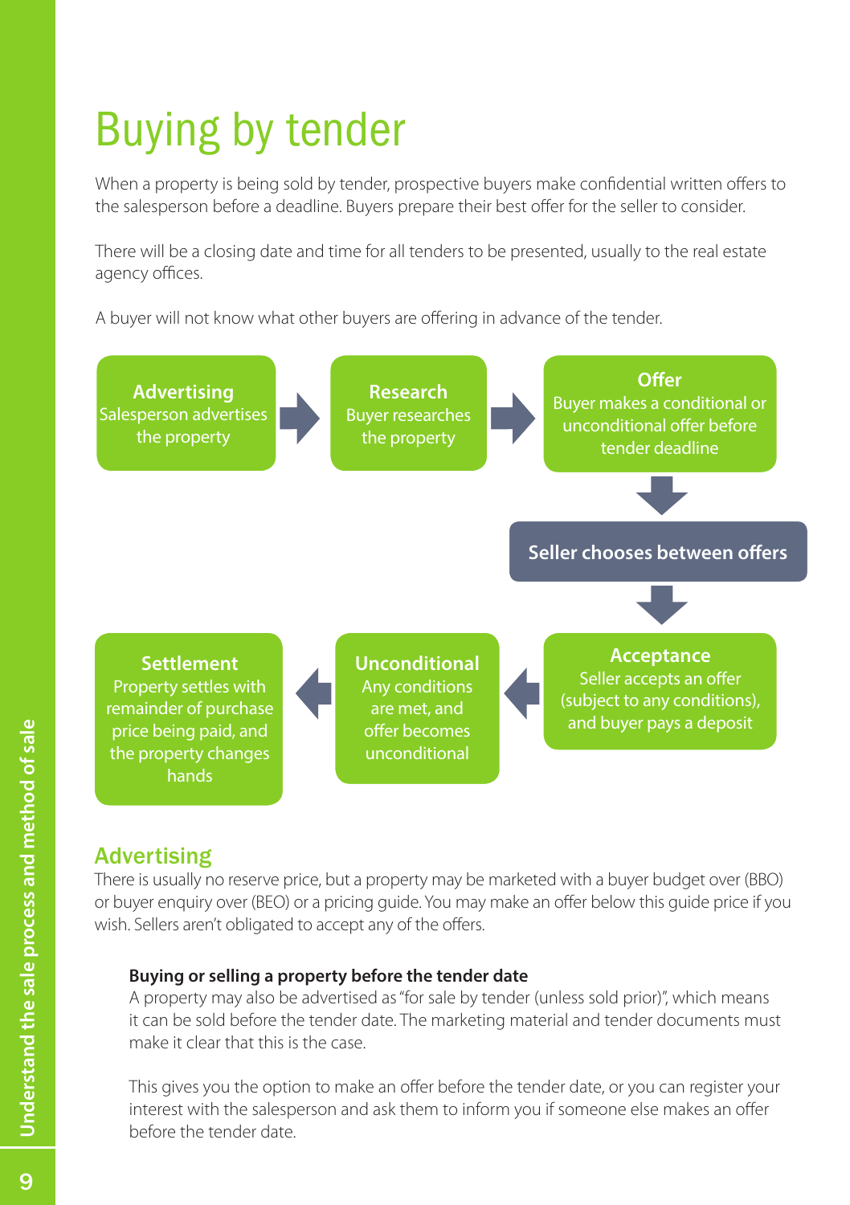# Buying by tender

When a property is being sold by tender, prospective buyers make confidential written offers to the salesperson before a deadline. Buyers prepare their best offer for the seller to consider.

There will be a closing date and time for all tenders to be presented, usually to the real estate agency offices.

A buyer will not know what other buyers are offering in advance of the tender.

**Advertising**
Salesperson advertises the property

**Research**
Buyer researches the property

**Offer**
Buyer makes a conditional or unconditional offer before tender deadline

**Seller chooses between offers**

**Acceptance**
Seller accepts an offer (subject to any conditions), and buyer pays a deposit

**Unconditional**
Any conditions are met, and offer becomes unconditional

**Settlement**
Property settles with remainder of purchase price being paid, and the property changes hands

## Advertising

There is usually no reserve price, but a property may be marketed with a buyer budget over (BBO) or buyer enquiry over (BEO) or a pricing guide. You may make an offer below this guide price if you wish. Sellers aren't obligated to accept any of the offers.

### Buying or selling a property before the tender date

A property may also be advertised as "for sale by tender (unless sold prior)", which means it can be sold before the tender date. The marketing material and tender documents must make it clear that this is the case.

This gives you the option to make an offer before the tender date, or you can register your interest with the salesperson and ask them to inform you if someone else makes an offer before the tender date.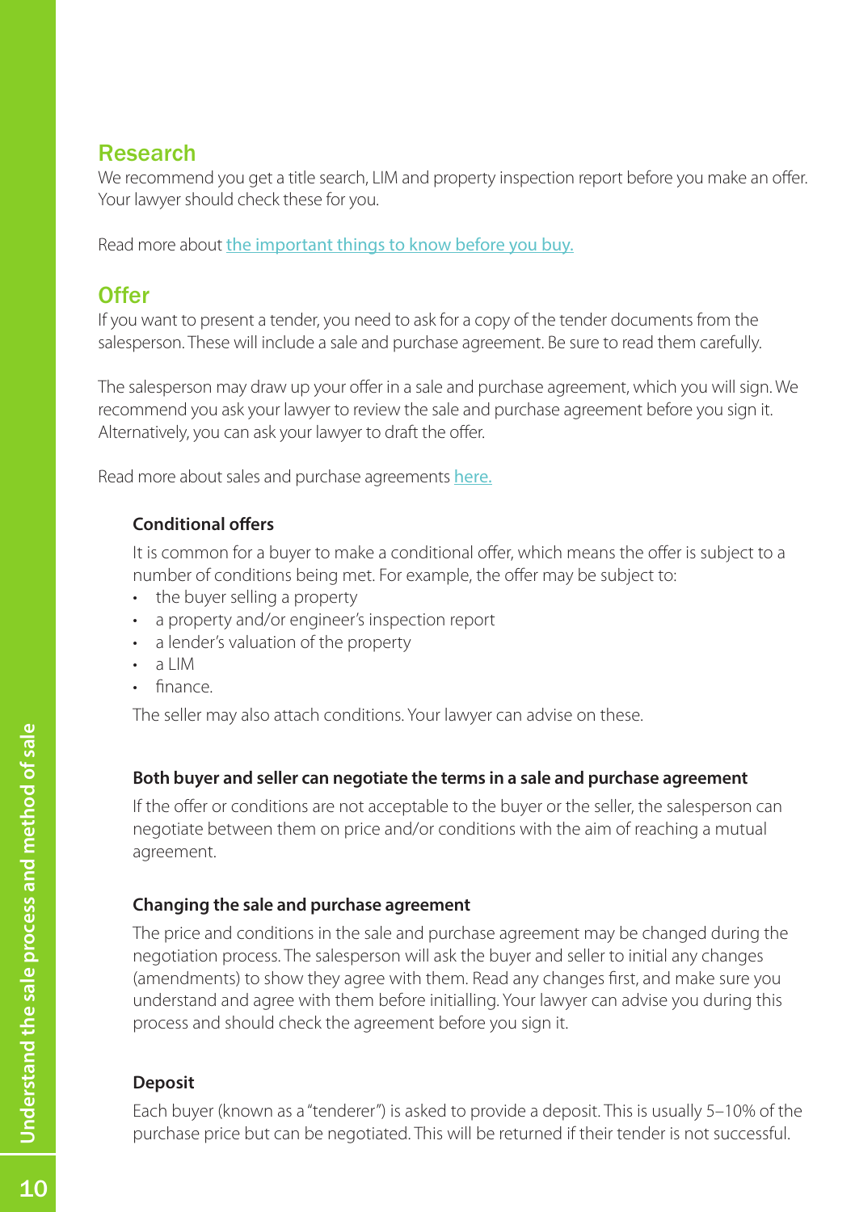## Research

We recommend you get a title search, LIM and property inspection report before you make an offer. Your lawyer should check these for you.

Read more about [the important things to know before you buy.]()

## Offer

If you want to present a tender, you need to ask for a copy of the tender documents from the salesperson. These will include a sale and purchase agreement. Be sure to read them carefully.

The salesperson may draw up your offer in a sale and purchase agreement, which you will sign. We recommend you ask your lawyer to review the sale and purchase agreement before you sign it. Alternatively, you can ask your lawyer to draft the offer.

Read more about sales and purchase agreements [here.]()

### Conditional offers

It is common for a buyer to make a conditional offer, which means the offer is subject to a number of conditions being met. For example, the offer may be subject to:

- the buyer selling a property
- a property and/or engineer's inspection report
- a lender's valuation of the property
- a LIM
- finance.

The seller may also attach conditions. Your lawyer can advise on these.

### Both buyer and seller can negotiate the terms in a sale and purchase agreement

If the offer or conditions are not acceptable to the buyer or the seller, the salesperson can negotiate between them on price and/or conditions with the aim of reaching a mutual agreement.

### Changing the sale and purchase agreement

The price and conditions in the sale and purchase agreement may be changed during the negotiation process. The salesperson will ask the buyer and seller to initial any changes (amendments) to show they agree with them. Read any changes first, and make sure you understand and agree with them before initialling. Your lawyer can advise you during this process and should check the agreement before you sign it.

### Deposit

Each buyer (known as a "tenderer") is asked to provide a deposit. This is usually 5–10% of the purchase price but can be negotiated. This will be returned if their tender is not successful.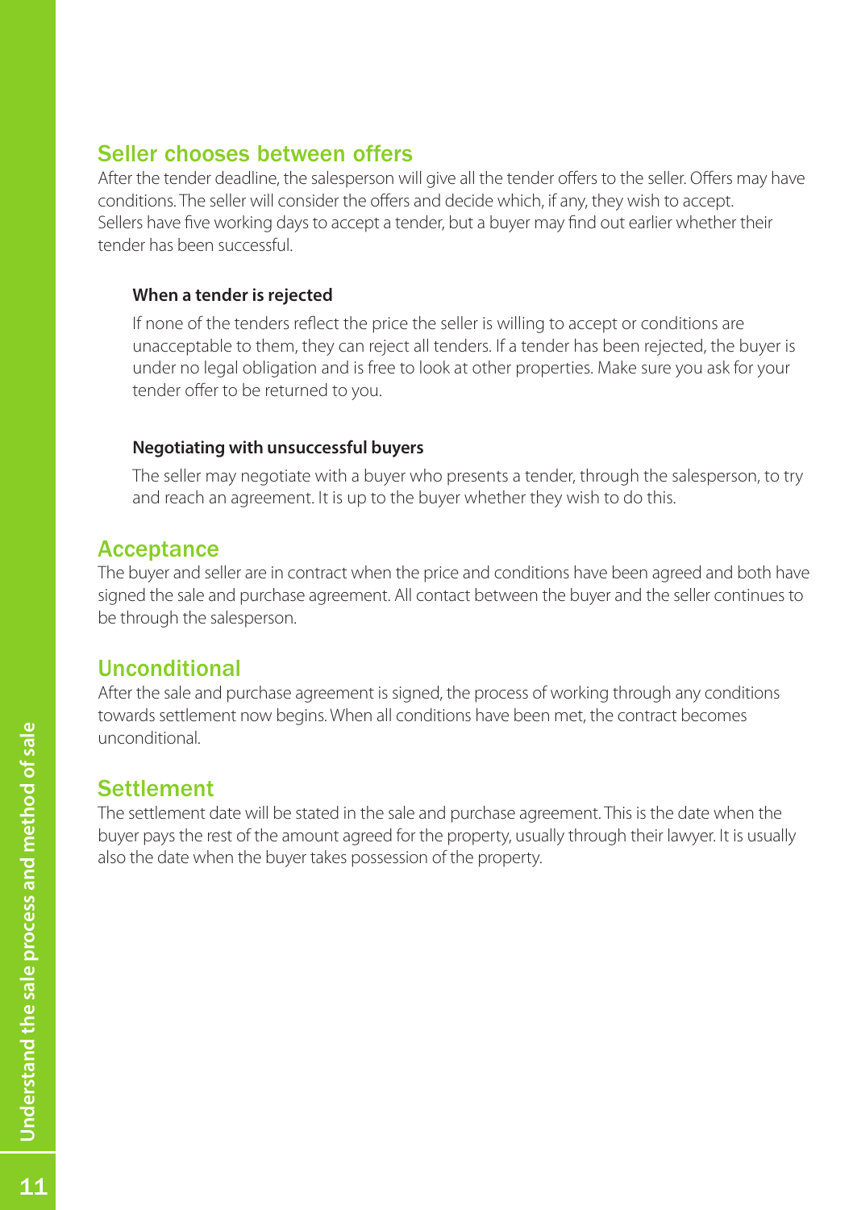## Seller chooses between offers

After the tender deadline, the salesperson will give all the tender offers to the seller. Offers may have conditions. The seller will consider the offers and decide which, if any, they wish to accept. Sellers have five working days to accept a tender, but a buyer may find out earlier whether their tender has been successful.

### When a tender is rejected

If none of the tenders reflect the price the seller is willing to accept or conditions are unacceptable to them, they can reject all tenders. If a tender has been rejected, the buyer is under no legal obligation and is free to look at other properties. Make sure you ask for your tender offer to be returned to you.

### Negotiating with unsuccessful buyers

The seller may negotiate with a buyer who presents a tender, through the salesperson, to try and reach an agreement. It is up to the buyer whether they wish to do this.

## Acceptance

The buyer and seller are in contract when the price and conditions have been agreed and both have signed the sale and purchase agreement. All contact between the buyer and the seller continues to be through the salesperson.

## Unconditional

After the sale and purchase agreement is signed, the process of working through any conditions towards settlement now begins. When all conditions have been met, the contract becomes unconditional.

## Settlement

The settlement date will be stated in the sale and purchase agreement. This is the date when the buyer pays the rest of the amount agreed for the property, usually through their lawyer. It is usually also the date when the buyer takes possession of the property.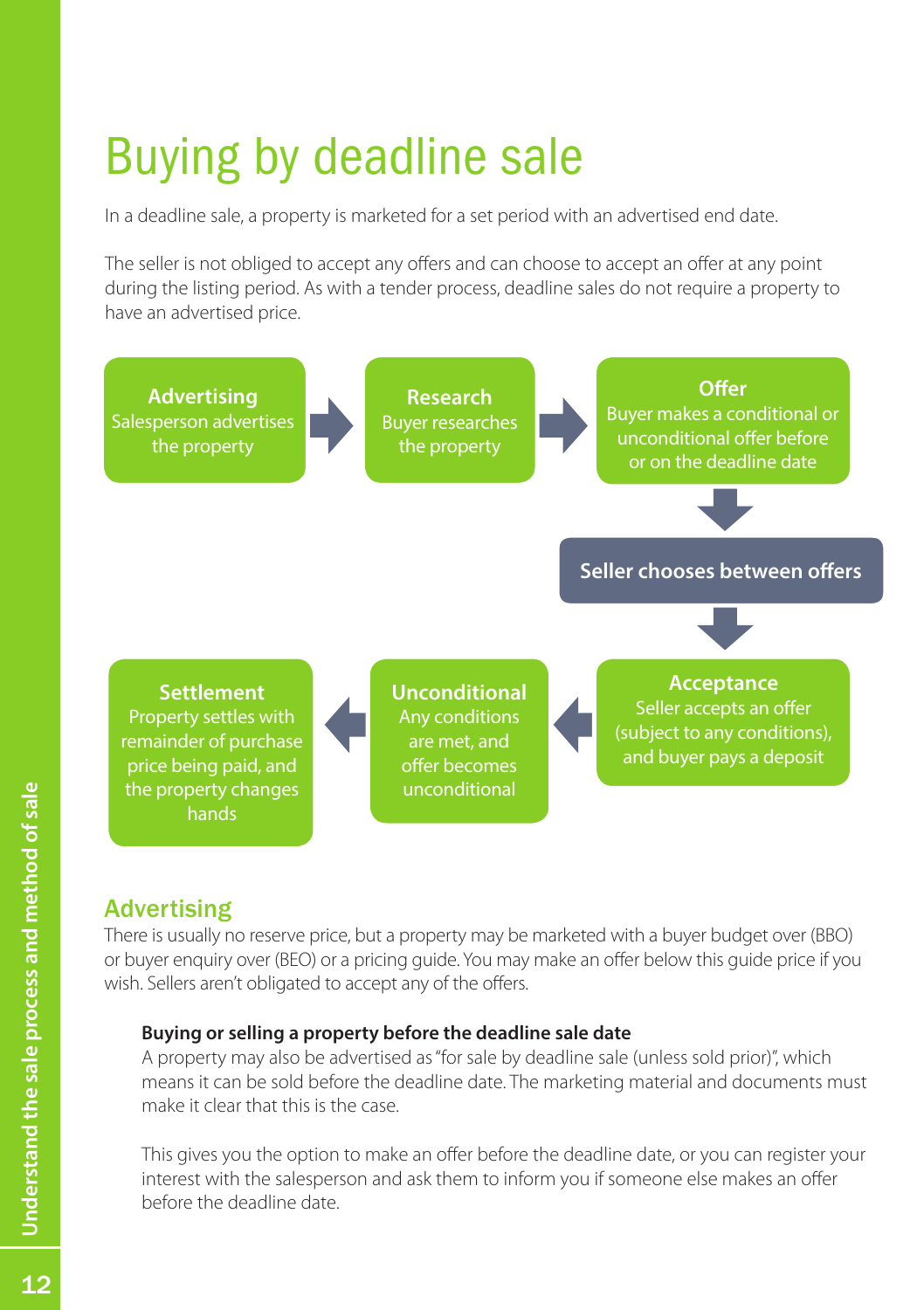# Buying by deadline sale

In a deadline sale, a property is marketed for a set period with an advertised end date.

The seller is not obliged to accept any offers and can choose to accept an offer at any point during the listing period. As with a tender process, deadline sales do not require a property to have an advertised price.

**Advertising**
Salesperson advertises the property

**Research**
Buyer researches the property

**Offer**
Buyer makes a conditional or unconditional offer before or on the deadline date

**Seller chooses between offers**

**Acceptance**
Seller accepts an offer (subject to any conditions), and buyer pays a deposit

**Unconditional**
Any conditions are met, and offer becomes unconditional

**Settlement**
Property settles with remainder of purchase price being paid, and the property changes hands

## Advertising

There is usually no reserve price, but a property may be marketed with a buyer budget over (BBO) or buyer enquiry over (BEO) or a pricing guide. You may make an offer below this guide price if you wish. Sellers aren't obligated to accept any of the offers.

### Buying or selling a property before the deadline sale date

A property may also be advertised as "for sale by deadline sale (unless sold prior)", which means it can be sold before the deadline date. The marketing material and documents must make it clear that this is the case.

This gives you the option to make an offer before the deadline date, or you can register your interest with the salesperson and ask them to inform you if someone else makes an offer before the deadline date.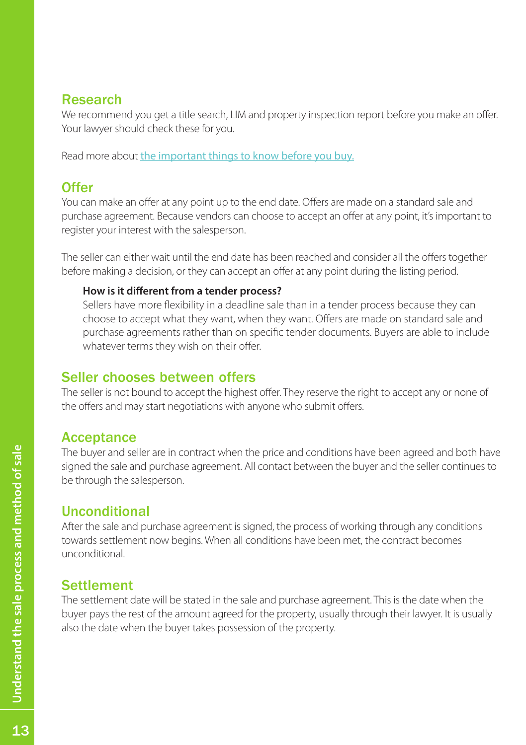## Research

We recommend you get a title search, LIM and property inspection report before you make an offer. Your lawyer should check these for you.

Read more about the important things to know before you buy.

## Offer

You can make an offer at any point up to the end date. Offers are made on a standard sale and purchase agreement. Because vendors can choose to accept an offer at any point, it's important to register your interest with the salesperson.

The seller can either wait until the end date has been reached and consider all the offers together before making a decision, or they can accept an offer at any point during the listing period.

> **How is it different from a tender process?**
> Sellers have more flexibility in a deadline sale than in a tender process because they can choose to accept what they want, when they want. Offers are made on standard sale and purchase agreements rather than on specific tender documents. Buyers are able to include whatever terms they wish on their offer.

## Seller chooses between offers

The seller is not bound to accept the highest offer. They reserve the right to accept any or none of the offers and may start negotiations with anyone who submit offers.

## Acceptance

The buyer and seller are in contract when the price and conditions have been agreed and both have signed the sale and purchase agreement. All contact between the buyer and the seller continues to be through the salesperson.

## Unconditional

After the sale and purchase agreement is signed, the process of working through any conditions towards settlement now begins. When all conditions have been met, the contract becomes unconditional.

## Settlement

The settlement date will be stated in the sale and purchase agreement. This is the date when the buyer pays the rest of the amount agreed for the property, usually through their lawyer. It is usually also the date when the buyer takes possession of the property.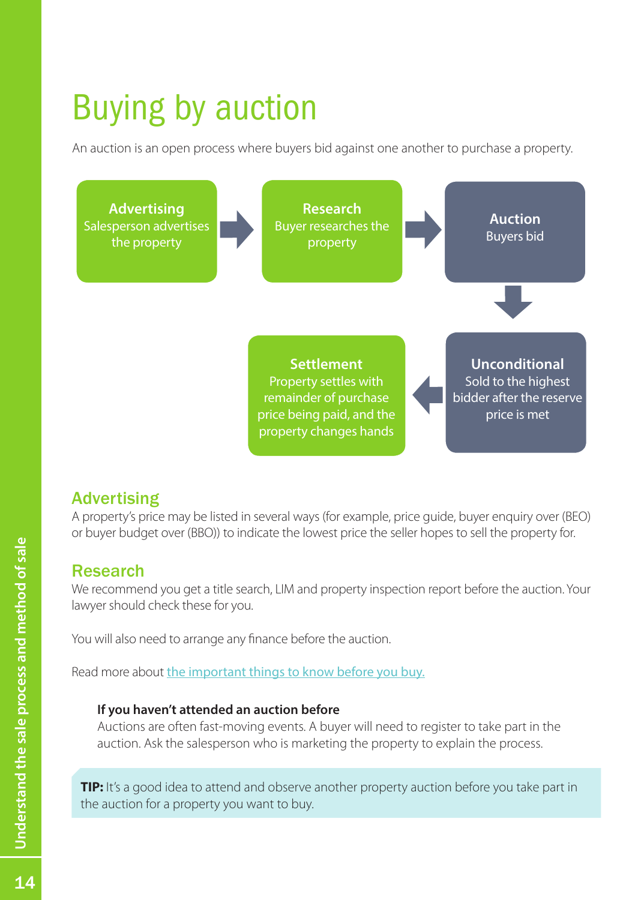# Buying by auction

An auction is an open process where buyers bid against one another to purchase a property.

**Advertising**
Salesperson advertises the property

**Research**
Buyer researches the property

**Auction**
Buyers bid

**Unconditional**
Sold to the highest bidder after the reserve price is met

**Settlement**
Property settles with remainder of purchase price being paid, and the property changes hands

## Advertising

A property's price may be listed in several ways (for example, price guide, buyer enquiry over (BEO) or buyer budget over (BBO)) to indicate the lowest price the seller hopes to sell the property for.

## Research

We recommend you get a title search, LIM and property inspection report before the auction. Your lawyer should check these for you.

You will also need to arrange any finance before the auction.

Read more about the important things to know before you buy.

**If you haven't attended an auction before**

Auctions are often fast-moving events. A buyer will need to register to take part in the auction. Ask the salesperson who is marketing the property to explain the process.

**TIP:** It's a good idea to attend and observe another property auction before you take part in the auction for a property you want to buy.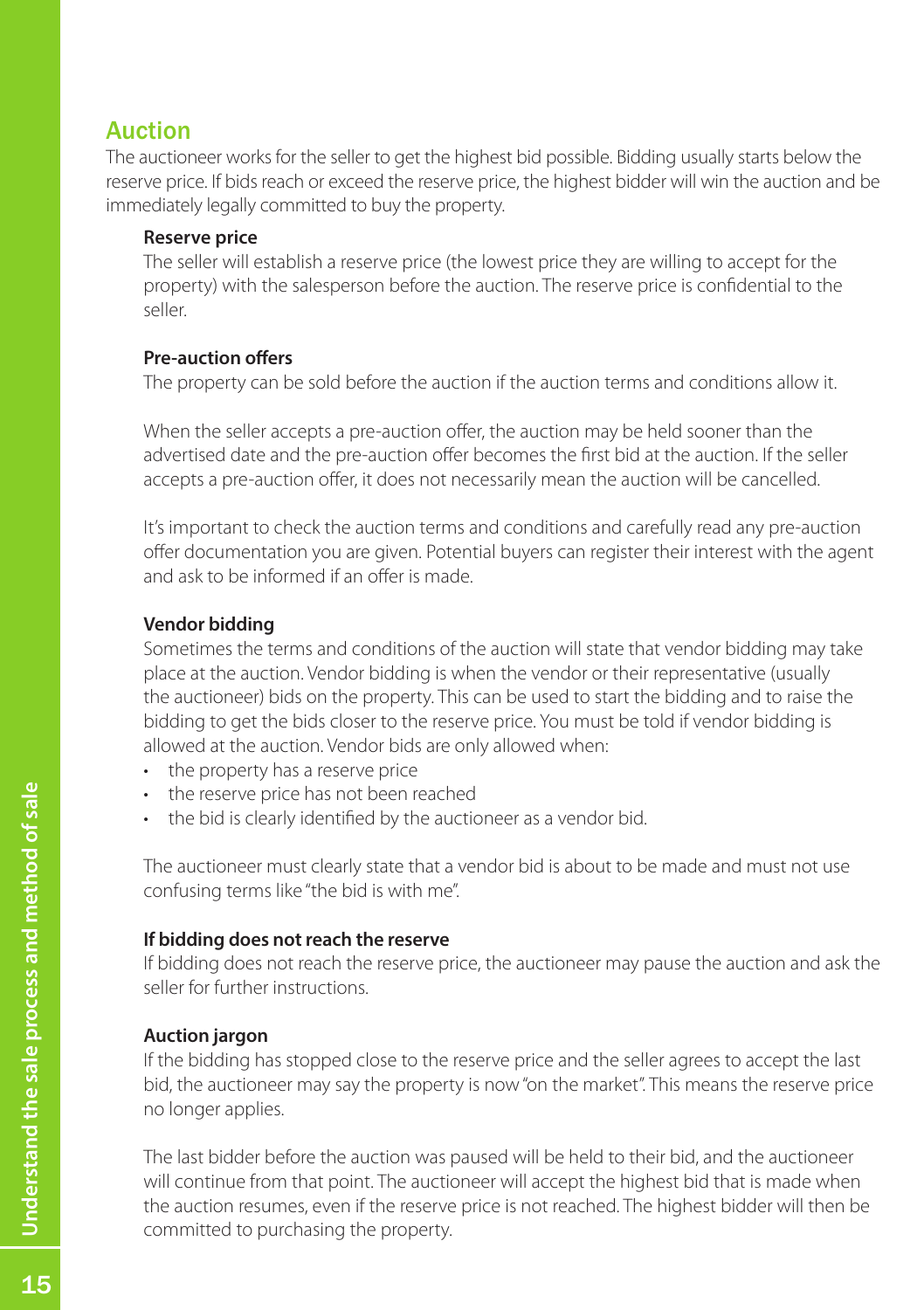## Auction

The auctioneer works for the seller to get the highest bid possible. Bidding usually starts below the reserve price. If bids reach or exceed the reserve price, the highest bidder will win the auction and be immediately legally committed to buy the property.

### Reserve price

The seller will establish a reserve price (the lowest price they are willing to accept for the property) with the salesperson before the auction. The reserve price is confidential to the seller.

### Pre-auction offers

The property can be sold before the auction if the auction terms and conditions allow it.

When the seller accepts a pre-auction offer, the auction may be held sooner than the advertised date and the pre-auction offer becomes the first bid at the auction. If the seller accepts a pre-auction offer, it does not necessarily mean the auction will be cancelled.

It's important to check the auction terms and conditions and carefully read any pre-auction offer documentation you are given. Potential buyers can register their interest with the agent and ask to be informed if an offer is made.

### Vendor bidding

Sometimes the terms and conditions of the auction will state that vendor bidding may take place at the auction. Vendor bidding is when the vendor or their representative (usually the auctioneer) bids on the property. This can be used to start the bidding and to raise the bidding to get the bids closer to the reserve price. You must be told if vendor bidding is allowed at the auction. Vendor bids are only allowed when:

- the property has a reserve price
- the reserve price has not been reached
- the bid is clearly identified by the auctioneer as a vendor bid.

The auctioneer must clearly state that a vendor bid is about to be made and must not use confusing terms like "the bid is with me".

### If bidding does not reach the reserve

If bidding does not reach the reserve price, the auctioneer may pause the auction and ask the seller for further instructions.

### Auction jargon

If the bidding has stopped close to the reserve price and the seller agrees to accept the last bid, the auctioneer may say the property is now "on the market". This means the reserve price no longer applies.

The last bidder before the auction was paused will be held to their bid, and the auctioneer will continue from that point. The auctioneer will accept the highest bid that is made when the auction resumes, even if the reserve price is not reached. The highest bidder will then be committed to purchasing the property.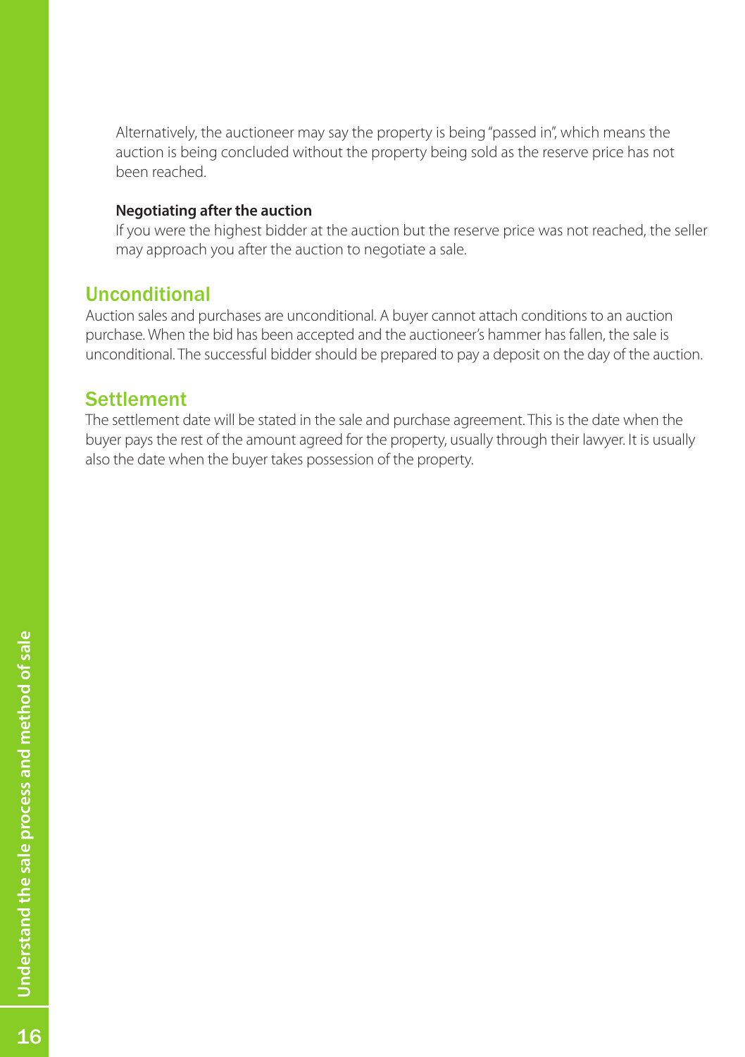Alternatively, the auctioneer may say the property is being "passed in", which means the auction is being concluded without the property being sold as the reserve price has not been reached.

**Negotiating after the auction**

If you were the highest bidder at the auction but the reserve price was not reached, the seller may approach you after the auction to negotiate a sale.

## Unconditional

Auction sales and purchases are unconditional. A buyer cannot attach conditions to an auction purchase. When the bid has been accepted and the auctioneer's hammer has fallen, the sale is unconditional. The successful bidder should be prepared to pay a deposit on the day of the auction.

## Settlement

The settlement date will be stated in the sale and purchase agreement. This is the date when the buyer pays the rest of the amount agreed for the property, usually through their lawyer. It is usually also the date when the buyer takes possession of the property.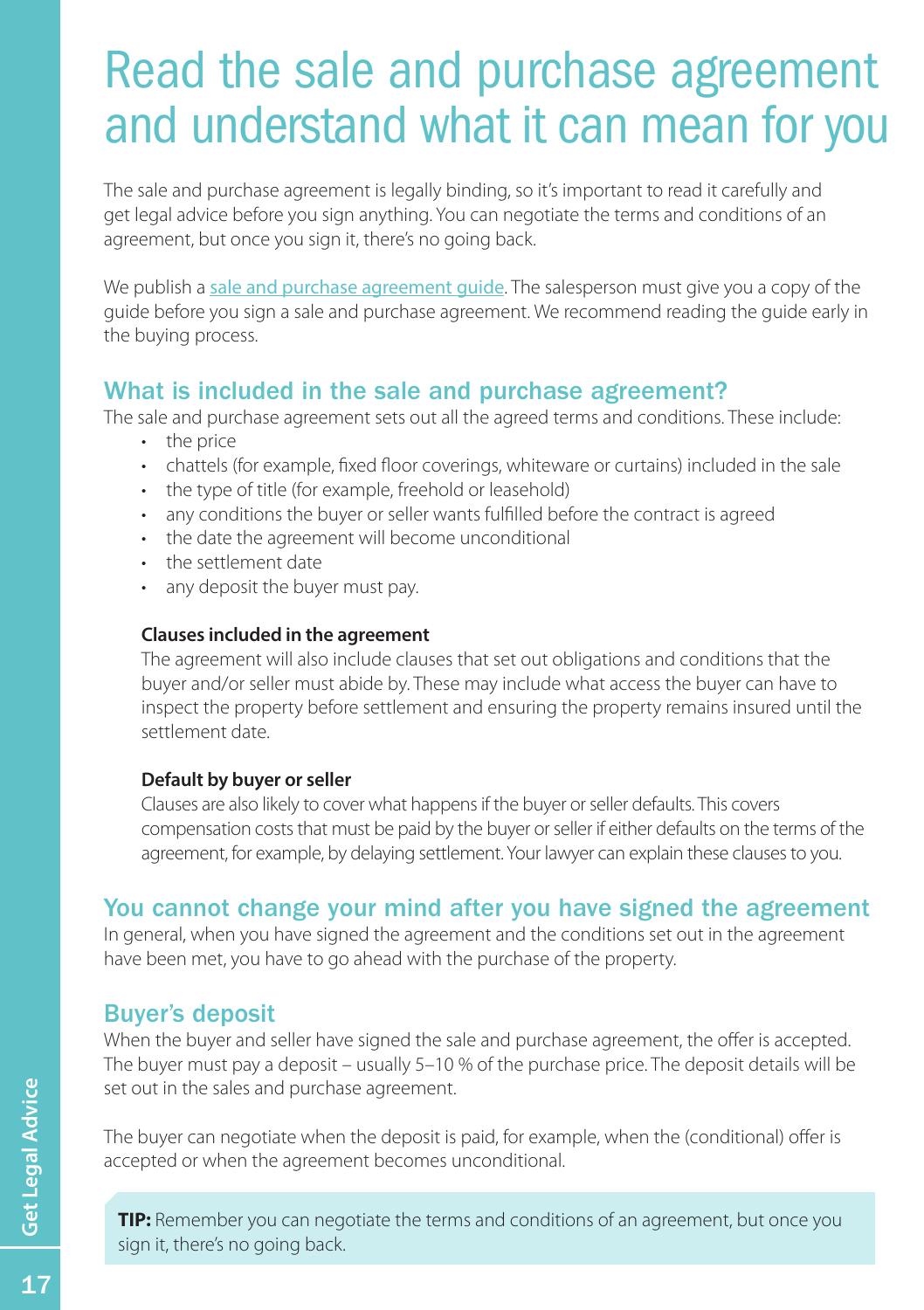# Read the sale and purchase agreement and understand what it can mean for you

The sale and purchase agreement is legally binding, so it's important to read it carefully and get legal advice before you sign anything. You can negotiate the terms and conditions of an agreement, but once you sign it, there's no going back.

We publish a [sale and purchase agreement guide](). The salesperson must give you a copy of the guide before you sign a sale and purchase agreement. We recommend reading the guide early in the buying process.

## What is included in the sale and purchase agreement?

The sale and purchase agreement sets out all the agreed terms and conditions. These include:

- the price
- chattels (for example, fixed floor coverings, whiteware or curtains) included in the sale
- the type of title (for example, freehold or leasehold)
- any conditions the buyer or seller wants fulfilled before the contract is agreed
- the date the agreement will become unconditional
- the settlement date
- any deposit the buyer must pay.

### Clauses included in the agreement

The agreement will also include clauses that set out obligations and conditions that the buyer and/or seller must abide by. These may include what access the buyer can have to inspect the property before settlement and ensuring the property remains insured until the settlement date.

### Default by buyer or seller

Clauses are also likely to cover what happens if the buyer or seller defaults. This covers compensation costs that must be paid by the buyer or seller if either defaults on the terms of the agreement, for example, by delaying settlement. Your lawyer can explain these clauses to you.

## You cannot change your mind after you have signed the agreement

In general, when you have signed the agreement and the conditions set out in the agreement have been met, you have to go ahead with the purchase of the property.

## Buyer's deposit

When the buyer and seller have signed the sale and purchase agreement, the offer is accepted. The buyer must pay a deposit – usually 5–10 % of the purchase price. The deposit details will be set out in the sales and purchase agreement.

The buyer can negotiate when the deposit is paid, for example, when the (conditional) offer is accepted or when the agreement becomes unconditional.

**TIP:** Remember you can negotiate the terms and conditions of an agreement, but once you sign it, there's no going back.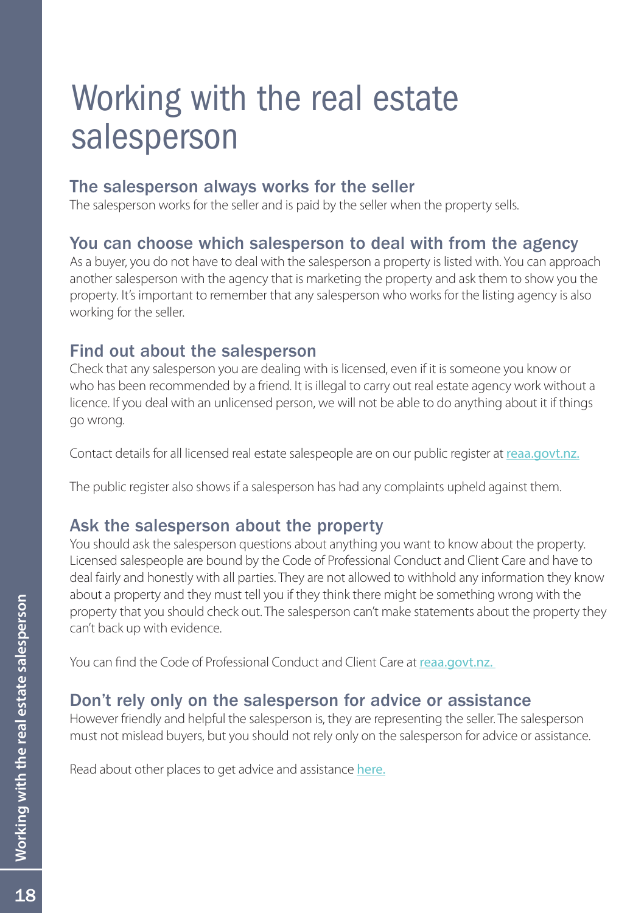# Working with the real estate salesperson

## The salesperson always works for the seller

The salesperson works for the seller and is paid by the seller when the property sells.

## You can choose which salesperson to deal with from the agency

As a buyer, you do not have to deal with the salesperson a property is listed with. You can approach another salesperson with the agency that is marketing the property and ask them to show you the property. It's important to remember that any salesperson who works for the listing agency is also working for the seller.

## Find out about the salesperson

Check that any salesperson you are dealing with is licensed, even if it is someone you know or who has been recommended by a friend. It is illegal to carry out real estate agency work without a licence. If you deal with an unlicensed person, we will not be able to do anything about it if things go wrong.

Contact details for all licensed real estate salespeople are on our public register at reaa.govt.nz.

The public register also shows if a salesperson has had any complaints upheld against them.

## Ask the salesperson about the property

You should ask the salesperson questions about anything you want to know about the property. Licensed salespeople are bound by the Code of Professional Conduct and Client Care and have to deal fairly and honestly with all parties. They are not allowed to withhold any information they know about a property and they must tell you if they think there might be something wrong with the property that you should check out. The salesperson can't make statements about the property they can't back up with evidence.

You can find the Code of Professional Conduct and Client Care at reaa.govt.nz.

## Don't rely only on the salesperson for advice or assistance

However friendly and helpful the salesperson is, they are representing the seller. The salesperson must not mislead buyers, but you should not rely only on the salesperson for advice or assistance.

Read about other places to get advice and assistance here.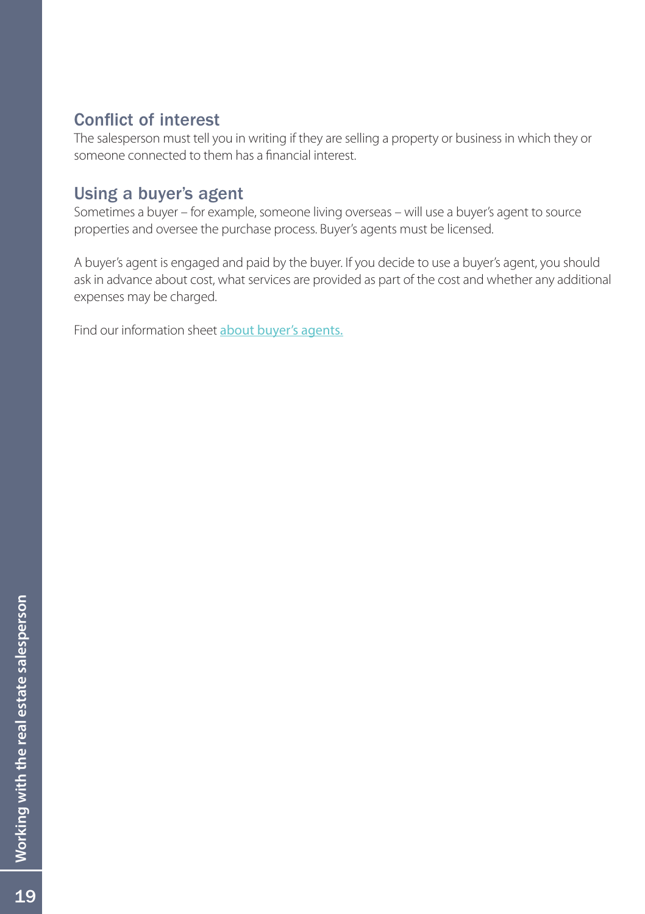## Conflict of interest

The salesperson must tell you in writing if they are selling a property or business in which they or someone connected to them has a financial interest.

## Using a buyer's agent

Sometimes a buyer – for example, someone living overseas – will use a buyer's agent to source properties and oversee the purchase process. Buyer's agents must be licensed.

A buyer's agent is engaged and paid by the buyer. If you decide to use a buyer's agent, you should ask in advance about cost, what services are provided as part of the cost and whether any additional expenses may be charged.

Find our information sheet about buyer's agents.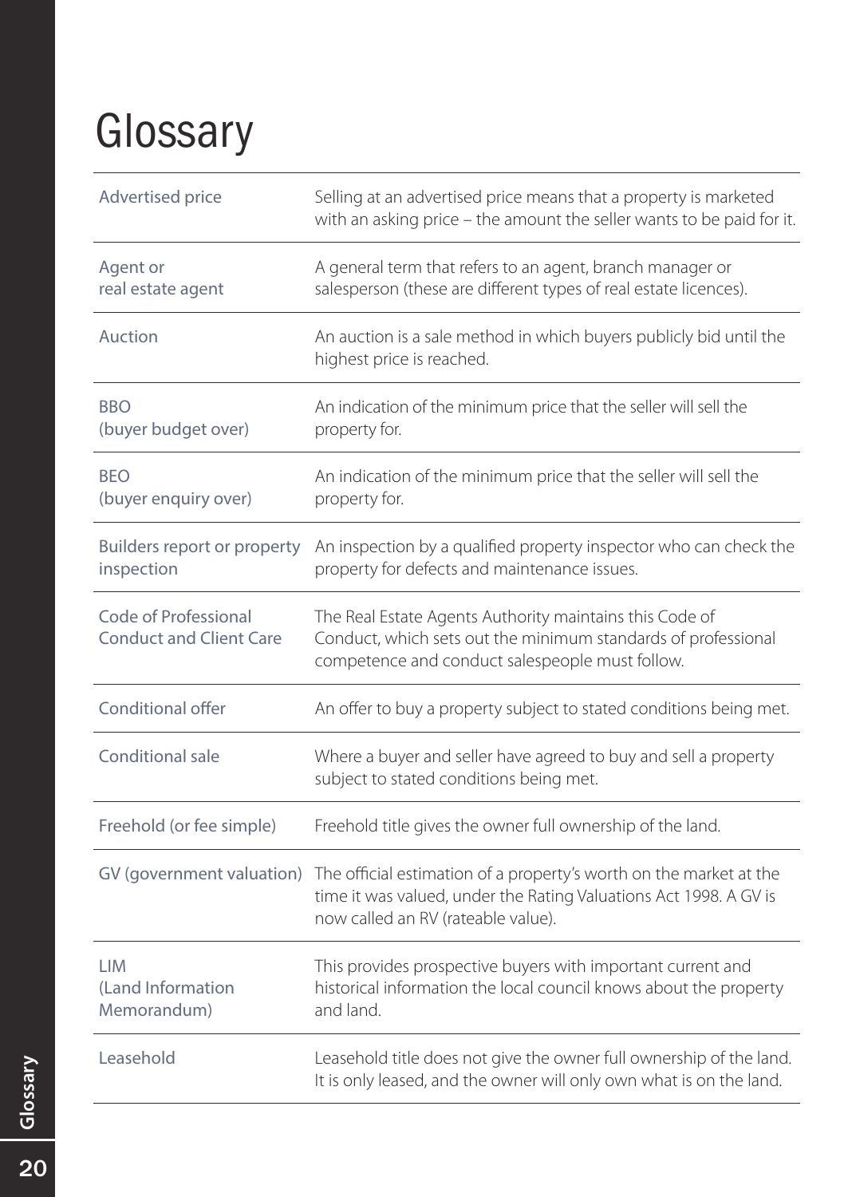# Glossary

| | |
|---|---|
| Advertised price | Selling at an advertised price means that a property is marketed with an asking price – the amount the seller wants to be paid for it. |
| Agent or real estate agent | A general term that refers to an agent, branch manager or salesperson (these are different types of real estate licences). |
| Auction | An auction is a sale method in which buyers publicly bid until the highest price is reached. |
| BBO (buyer budget over) | An indication of the minimum price that the seller will sell the property for. |
| BEO (buyer enquiry over) | An indication of the minimum price that the seller will sell the property for. |
| Builders report or property inspection | An inspection by a qualified property inspector who can check the property for defects and maintenance issues. |
| Code of Professional Conduct and Client Care | The Real Estate Agents Authority maintains this Code of Conduct, which sets out the minimum standards of professional competence and conduct salespeople must follow. |
| Conditional offer | An offer to buy a property subject to stated conditions being met. |
| Conditional sale | Where a buyer and seller have agreed to buy and sell a property subject to stated conditions being met. |
| Freehold (or fee simple) | Freehold title gives the owner full ownership of the land. |
| GV (government valuation) | The official estimation of a property's worth on the market at the time it was valued, under the Rating Valuations Act 1998. A GV is now called an RV (rateable value). |
| LIM (Land Information Memorandum) | This provides prospective buyers with important current and historical information the local council knows about the property and land. |
| Leasehold | Leasehold title does not give the owner full ownership of the land. It is only leased, and the owner will only own what is on the land. |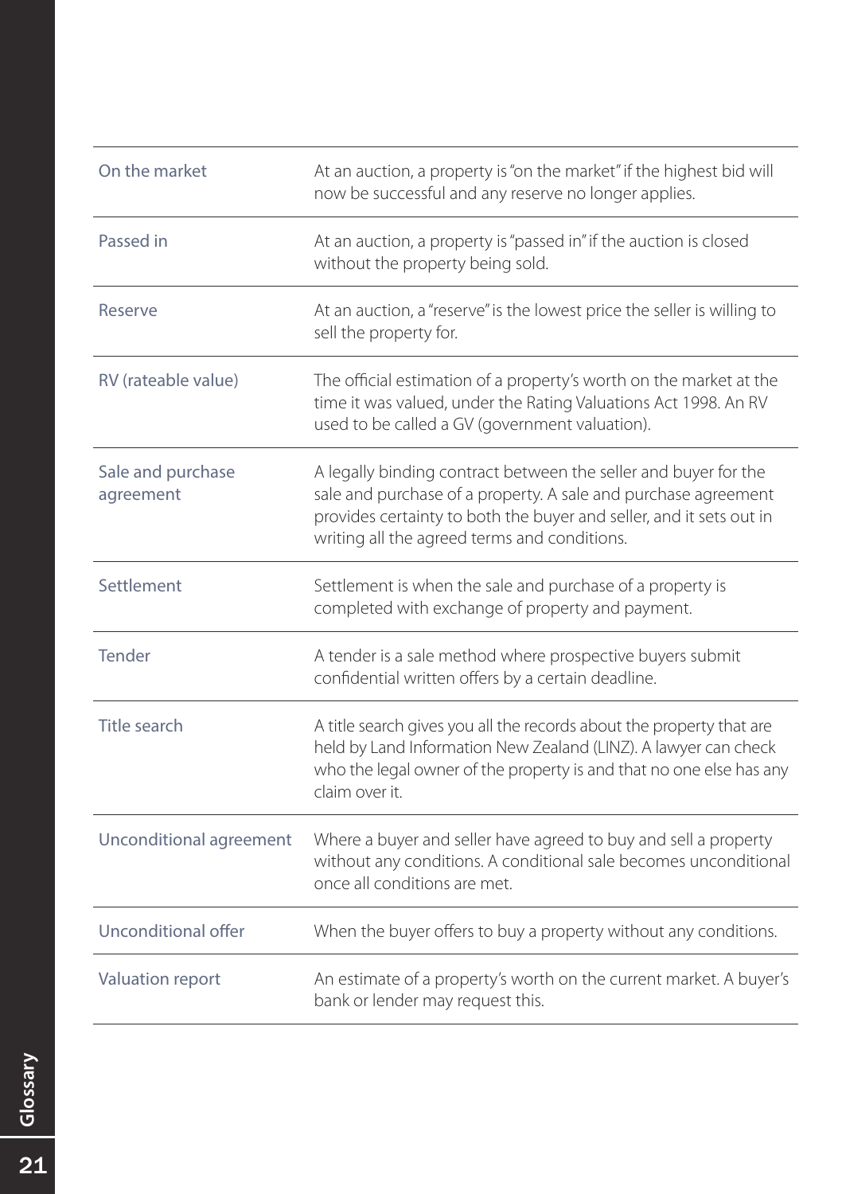| Term | Definition |
|---|---|
| On the market | At an auction, a property is "on the market" if the highest bid will now be successful and any reserve no longer applies. |
| Passed in | At an auction, a property is "passed in" if the auction is closed without the property being sold. |
| Reserve | At an auction, a "reserve" is the lowest price the seller is willing to sell the property for. |
| RV (rateable value) | The official estimation of a property's worth on the market at the time it was valued, under the Rating Valuations Act 1998. An RV used to be called a GV (government valuation). |
| Sale and purchase agreement | A legally binding contract between the seller and buyer for the sale and purchase of a property. A sale and purchase agreement provides certainty to both the buyer and seller, and it sets out in writing all the agreed terms and conditions. |
| Settlement | Settlement is when the sale and purchase of a property is completed with exchange of property and payment. |
| Tender | A tender is a sale method where prospective buyers submit confidential written offers by a certain deadline. |
| Title search | A title search gives you all the records about the property that are held by Land Information New Zealand (LINZ). A lawyer can check who the legal owner of the property is and that no one else has any claim over it. |
| Unconditional agreement | Where a buyer and seller have agreed to buy and sell a property without any conditions. A conditional sale becomes unconditional once all conditions are met. |
| Unconditional offer | When the buyer offers to buy a property without any conditions. |
| Valuation report | An estimate of a property's worth on the current market. A buyer's bank or lender may request this. |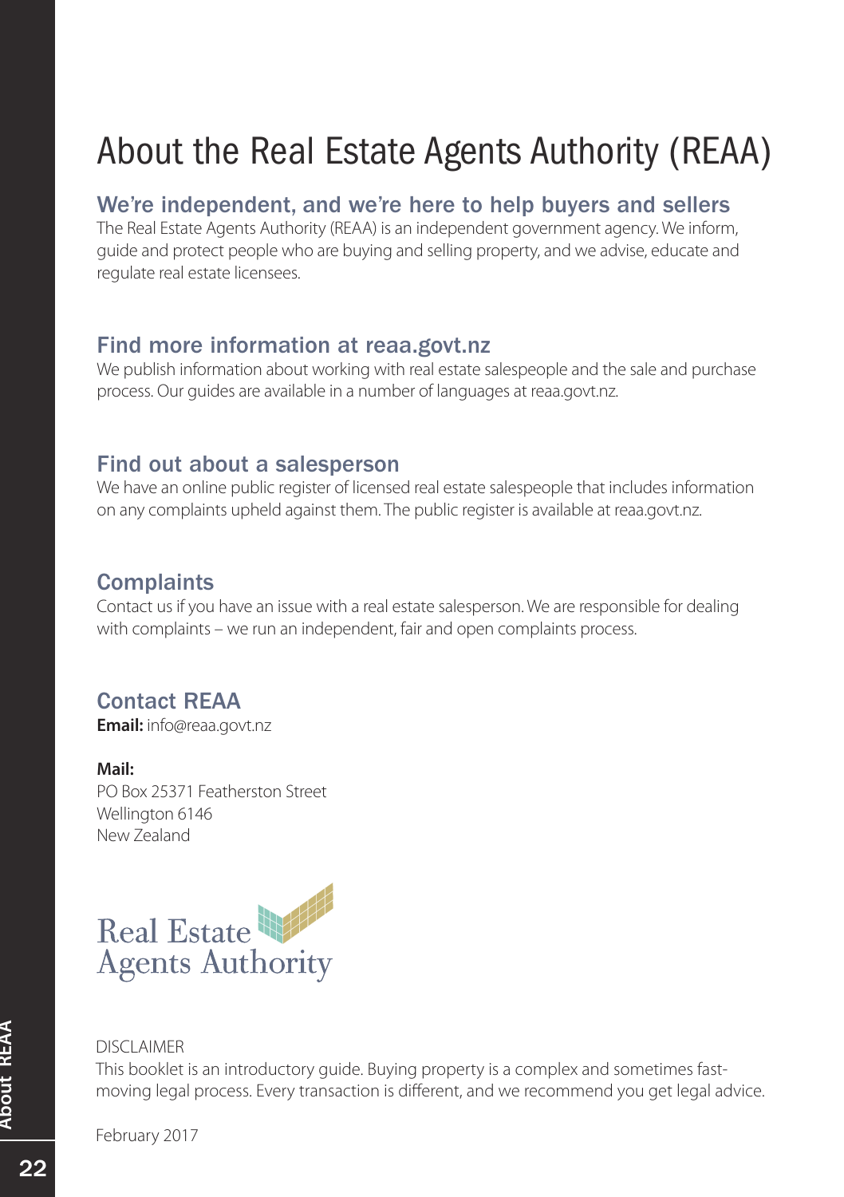# About the Real Estate Agents Authority (REAA)

## We're independent, and we're here to help buyers and sellers

The Real Estate Agents Authority (REAA) is an independent government agency. We inform, guide and protect people who are buying and selling property, and we advise, educate and regulate real estate licensees.

## Find more information at reaa.govt.nz

We publish information about working with real estate salespeople and the sale and purchase process. Our guides are available in a number of languages at reaa.govt.nz.

## Find out about a salesperson

We have an online public register of licensed real estate salespeople that includes information on any complaints upheld against them. The public register is available at reaa.govt.nz.

## Complaints

Contact us if you have an issue with a real estate salesperson. We are responsible for dealing with complaints – we run an independent, fair and open complaints process.

## Contact REAA

**Email:** info@reaa.govt.nz

**Mail:**
PO Box 25371 Featherston Street
Wellington 6146
New Zealand

Real Estate
Agents Authority

DISCLAIMER
This booklet is an introductory guide. Buying property is a complex and sometimes fast-moving legal process. Every transaction is different, and we recommend you get legal advice.

February 2017